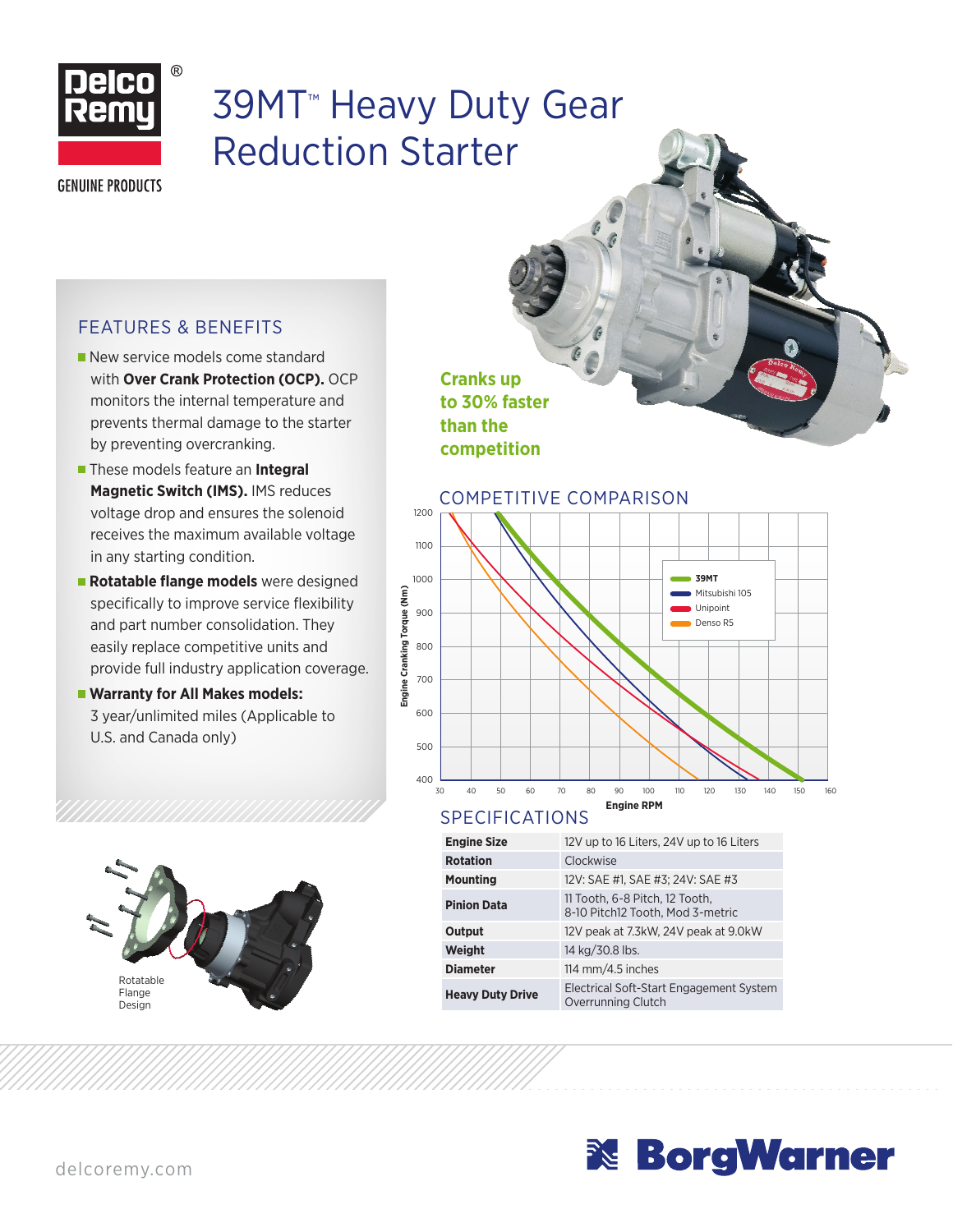# 39MT™ Heavy Duty Gear Reduction Starter

## FEATURES & BENEFITS

- New service models come standard with **Over Crank Protection (OCP).** OCP monitors the internal temperature and prevents thermal damage to the starter by preventing overcranking.
- These models feature an **Integral Magnetic Switch (IMS).** IMS reduces voltage drop and ensures the solenoid receives the maximum available voltage in any starting condition.
- **Rotatable flange models** were designed specifically to improve service flexibility and part number consolidation. They easily replace competitive units and provide full industry application coverage.
- **Warranty for All Makes models:** 3 year/unlimited miles (Applicable to U.S. and Canada only)

Rotatable Flange Design

**Cranks up to 30% faster than the competition**

## COMPETITIVE COMPARISON

Engine Cranking Torque (Nm) vs. Engine RPM

Legend: 39MT, Mitsubishi 105, Unipoint, Denso R5

## SPECIFICATIONS

| | |
|---|---|
| **Engine Size** | 12V up to 16 Liters, 24V up to 16 Liters |
| **Rotation** | Clockwise |
| **Mounting** | 12V: SAE #1, SAE #3; 24V: SAE #3 |
| **Pinion Data** | 11 Tooth, 6-8 Pitch, 12 Tooth, 8-10 Pitch12 Tooth, Mod 3-metric |
| **Output** | 12V peak at 7.3kW, 24V peak at 9.0kW |
| **Weight** | 14 kg/30.8 lbs. |
| **Diameter** | 114 mm/4.5 inches |
| **Heavy Duty Drive** | Electrical Soft-Start Engagement System Overrunning Clutch |

delcoremy.com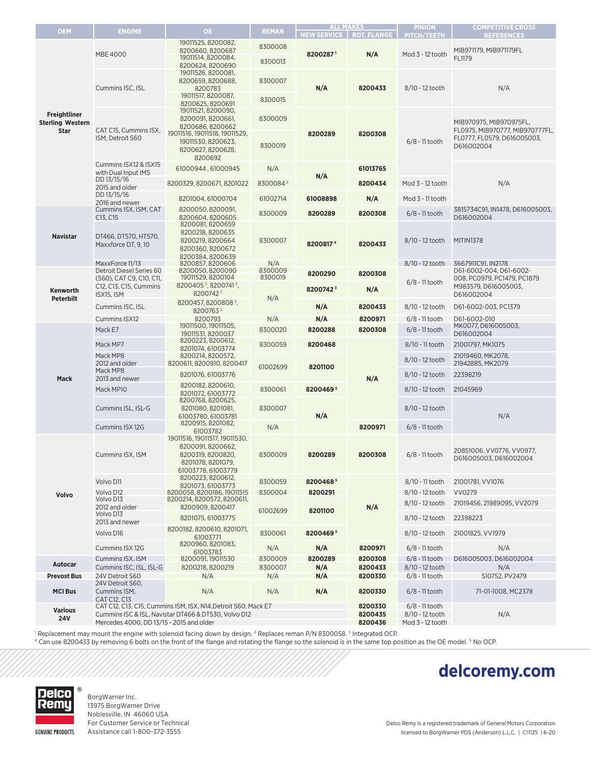| OEM | ENGINE | OE | REMAN | ALL MAKES | | PINION PITCH/TEETH | COMPETITIVE CROSS REFERENCES |
|---|---|---|---|---|---|---|---|
| | | | | NEW SERVICE | ROT. FLANGE | | |
| Freightliner Sterling Western Star | MBE 4000 | 19011525, 8200082, 8200660, 8200687 | 8300008 | 8200287[1] | N/A | Mod 3 - 12 tooth | MIB971179, MIB971179FL FL1179 |
| | | 19011514, 8200084, 8200624, 8200690 | 8300013 | | | | |
| | Cummins ISC, ISL | 19011526, 8200081, 8200659, 8200688, 8200783 | 8300007 | N/A | 8200433 | 8/10 - 12 tooth | N/A |
| | | 19011517, 8200087, 8200625, 8200691 | 8300015 | | | | |
| | CAT C15, Cummins ISX, ISM, Detroit S60 | 19011521, 8200090, 8200091, 8200661, 8200686, 8200662 | 8300009 | 8200289 | 8200308 | 6/8 - 11 tooth | MIB970975, MIB970975FL, FL0975, MIB970777, MIB970777FL, FL0777, FL059, D616005003, D616002004 |
| | | 19011516, 19011518, 19011529, 19011530, 8200623, 8200627, 8200628, 8200692 | 8300019 | | | | |
| | Cummins ISX12 & ISX15 with Dual Input IMS | 61000944 , 61000945 | N/A | N/A | 61013765 | | N/A |
| | DD 13/15/16 2015 and older | 8200329, 8200671, 8201022 | 8300084[2] | | 8200434 | Mod 3 - 12 tooth | |
| | DD 13/15/16 2016 and newer | 8201004, 61000704 | 61002714 | 61008898 | N/A | Mod 3 - 11 tooth | |
| Navistar | Cummins ISX, ISM, CAT C13, C15 | 8200050, 8200091, 8200604, 8200605 | 8300009 | 8200289 | 8200308 | 6/8 - 11 tooth | 3815734C91, IN1478, D616005003, D616002004 |
| | DT466, DT570, HT570, Maxxforce DT, 9, 10 | 8200081, 8200659 8200218, 8200635 8200219, 8200664 8200360, 8200672 8200384, 8200639 | 8300007 | 8200817[4] | 8200433 | 8/10 - 12 tooth | MITIN1378 |
| | MaxxForce 11/13 | 8200857, 8200606 | N/A | | | 8/10 - 12 tooth | 3667911C91, IN2178 |
| Kenworth Peterbilt | Detroit Diesel Series 60 (S60), CAT C9, C10, C11, C12, C13, C15, Cummins ISX15, ISM | 8200050, 8200090 19011529, 8200104 | 8300009 8300019 | 8200290 | 8200308 | 6/8 - 11 tooth | D61-6002-004, D61-6002-008, PC0979, PC1479, PC1879 M983579, D616005003, D616002004 |
| | | 8200405[3], 8200741[3], 8200742[3] | N/A | 8200742[3] | N/A | | |
| | Cummins ISC, ISL | 8200457, 8200808[3], 8200763[3] | | N/A | 8200433 | 8/10 - 12 tooth | D61-6002-003, PC1379 |
| | Cummins ISX12 | 8200793 | N/A | N/A | 8200971 | 6/8 - 11 tooth | D61-6002-010 |
| Mack | Mack E7 | 19011500, 19011505, 19011531, 8200037 | 8300020 | 8200288 | 8200308 | 6/8 - 11 tooth | MK0077, D616005003, D616002004 |
| | Mack MP7 | 8200223, 8200612, 8201074, 61003774 | 8300059 | 8200468 | N/A | 8/10 - 11 tooth | 21001797, MK1075 |
| | Mack MP8 2012 and older | 8200214, 8200572, 8200611, 8200910, 8200417 | 61002699 | 8201100 | | 8/10 - 12 tooth | 21019460, MK2078, 21942885, MK2079 |
| | Mack MP8 2013 and newer | 8201076, 61003776 | | | | 8/10 - 12 tooth | 22398219 |
| | Mack MP10 | 8200182, 8200610, 8201072, 61003772 | 8300061 | 8200469[5] | | 8/10 - 12 tooth | 21045969 |
| | Cummins ISL, ISL-G | 8200768, 8200625, 8201080, 8201081, 61003780, 61003781 | 8300007 | N/A | | 8/10 - 12 tooth | N/A |
| | Cummins ISX 12G | 8200915, 8201082, 61003782 | N/A | | 8200971 | 6/8 - 11 tooth | |
| Volvo | Cummins ISX, ISM | 19011516, 19011517, 19011530, 8200091, 8200662, 8200319, 8200820, 8201078, 8201079, 61003778, 61003779 | 8300009 | 8200289 | 8200308 | 6/8 - 11 tooth | 20851006, VV0776, VV0977, D616005003, D616002004 |
| | Volvo D11 | 8200223, 8200612, 8201073, 61003773 | 8300059 | 8200468[5] | N/A | 8/10 - 11 tooth | 21001781, VV1076 |
| | Volvo D12 | 8200058, 8200186, 19011515 | 8300004 | 8200291 | | 8/10 - 12 tooth | VV0279 |
| | Volvo D13 2012 and older | 8200214, 8200572, 8200611, 8200909, 8200417 | 61002699 | 8201100 | | 8/10 - 12 tooth | 21019456, 21989095, VV2079 |
| | Volvo D13 2013 and newer | 8201075, 61003775 | | | | 8/10 - 12 tooth | 22398223 |
| | Volvo D16 | 8200182, 8200610, 8201071, 61003771 | 8300061 | 8200469[5] | | 8/10 - 12 tooth | 21001825, VV1979 |
| | Cummins ISX 12G | 8200960, 8201083, 61003783 | N/A | N/A | 8200971 | 6/8 - 11 tooth | N/A |
| Autocar | Cummins ISX, ISM | 8200091, 19011530 | 8300009 | 8200289 | 8200308 | 6/8 - 11 tooth | D616005003, D616002004 |
| | Cummins ISC, ISL, ISL-G | 8200218, 8200219 | 8300007 | N/A | 8200433 | 8/10 - 12 tooth | N/A |
| Prevost Bus | 24V Detroit S60 | N/A | N/A | N/A | 8200330 | 6/8 - 11 tooth | 510752, PV2479 |
| MCI Bus | 24V Detroit S60, Cummins ISM, CAT C12, C13 | N/A | N/A | N/A | 8200330 | 6/8 - 11 tooth | 71-01-1008, MC2378 |
| Various 24V | CAT C12, C13, C15, Cummins ISM, ISX, N14,Detroit S60, Mack E7 | | | | 8200330 | 6/8 - 11 tooth | N/A |
| | Cummins ISC & ISL, Navistar DT466 & DT530, Volvo D12 | | | | 8200435 | 8/10 - 12 tooth | |
| | Mercedes 4000, DD 13/15 - 2015 and older | | | | 8200436 | Mod 3 - 12 tooth | |

[1] Replacement may mount the engine with solenoid facing down by design. [2] Replaces reman P/N 8300058. [3] Integrated OCP.
[4] Can use 8200433 by removing 6 bolts on the front of the flange and rotating the flange so the solenoid is in the same top position as the OE model. [5] No OCP.

**delcoremy.com**

Delco Remy® GENUINE PRODUCTS

BorgWarner Inc.
13975 BorgWarner Drive
Noblesville, IN 46060 USA
For Customer Service or Technical Assistance call 1-800-372-3555

Delco Remy is a registered trademark of General Motors Corporation licensed to BorgWarner PDS (Anderson) L.L.C. | C11125 | 6-20